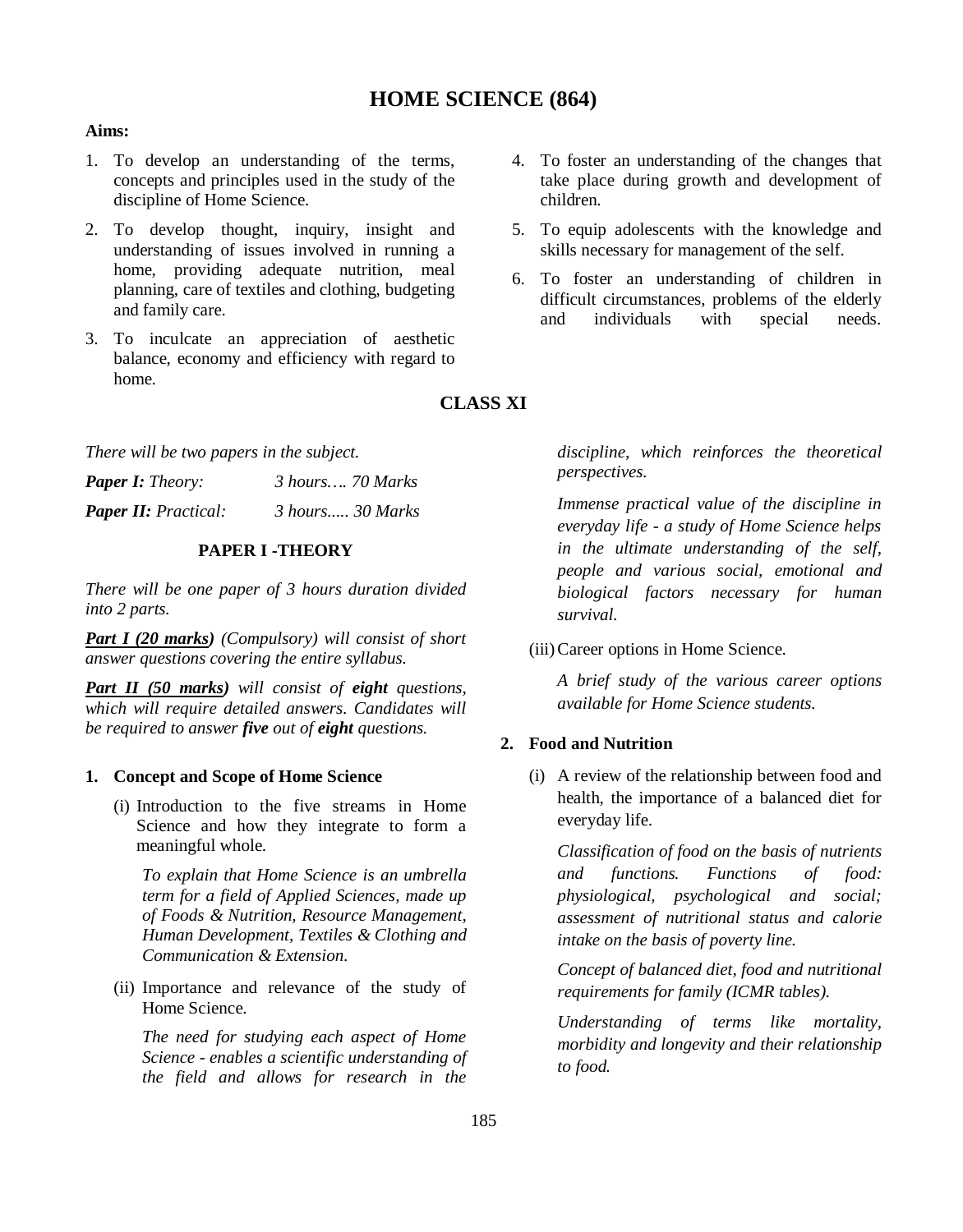# HOME SCIENCE (864)

**Aims:**

1. To develop an understanding of the terms, concepts and principles used in the study of the discipline of Home Science.
2. To develop thought, inquiry, insight and understanding of issues involved in running a home, providing adequate nutrition, meal planning, care of textiles and clothing, budgeting and family care.
3. To inculcate an appreciation of aesthetic balance, economy and efficiency with regard to home.
4. To foster an understanding of the changes that take place during growth and development of children.
5. To equip adolescents with the knowledge and skills necessary for management of the self.
6. To foster an understanding of children in difficult circumstances, problems of the elderly and individuals with special needs.

## CLASS XI

*There will be two papers in the subject.*

|  |  |
|---|---|
| ***Paper I:*** *Theory:* | *3 hours…. 70 Marks* |
| ***Paper II:*** *Practical:* | *3 hours..... 30 Marks* |

### PAPER I -THEORY

*There will be one paper of 3 hours duration divided into 2 parts.*

***Part I (20 marks)*** *(Compulsory) will consist of short answer questions covering the entire syllabus.*

***Part II (50 marks)*** *will consist of* ***eight*** *questions, which will require detailed answers. Candidates will be required to answer* ***five*** *out of* ***eight*** *questions.*

**1. Concept and Scope of Home Science**

(i) Introduction to the five streams in Home Science and how they integrate to form a meaningful whole.

*To explain that Home Science is an umbrella term for a field of Applied Sciences, made up of Foods & Nutrition, Resource Management, Human Development, Textiles & Clothing and Communication & Extension.*

(ii) Importance and relevance of the study of Home Science.

*The need for studying each aspect of Home Science - enables a scientific understanding of the field and allows for research in the discipline, which reinforces the theoretical perspectives.*

*Immense practical value of the discipline in everyday life - a study of Home Science helps in the ultimate understanding of the self, people and various social, emotional and biological factors necessary for human survival.*

(iii) Career options in Home Science.

*A brief study of the various career options available for Home Science students.*

**2. Food and Nutrition**

(i) A review of the relationship between food and health, the importance of a balanced diet for everyday life.

*Classification of food on the basis of nutrients and functions. Functions of food: physiological, psychological and social; assessment of nutritional status and calorie intake on the basis of poverty line.*

*Concept of balanced diet, food and nutritional requirements for family (ICMR tables).*

*Understanding of terms like mortality, morbidity and longevity and their relationship to food.*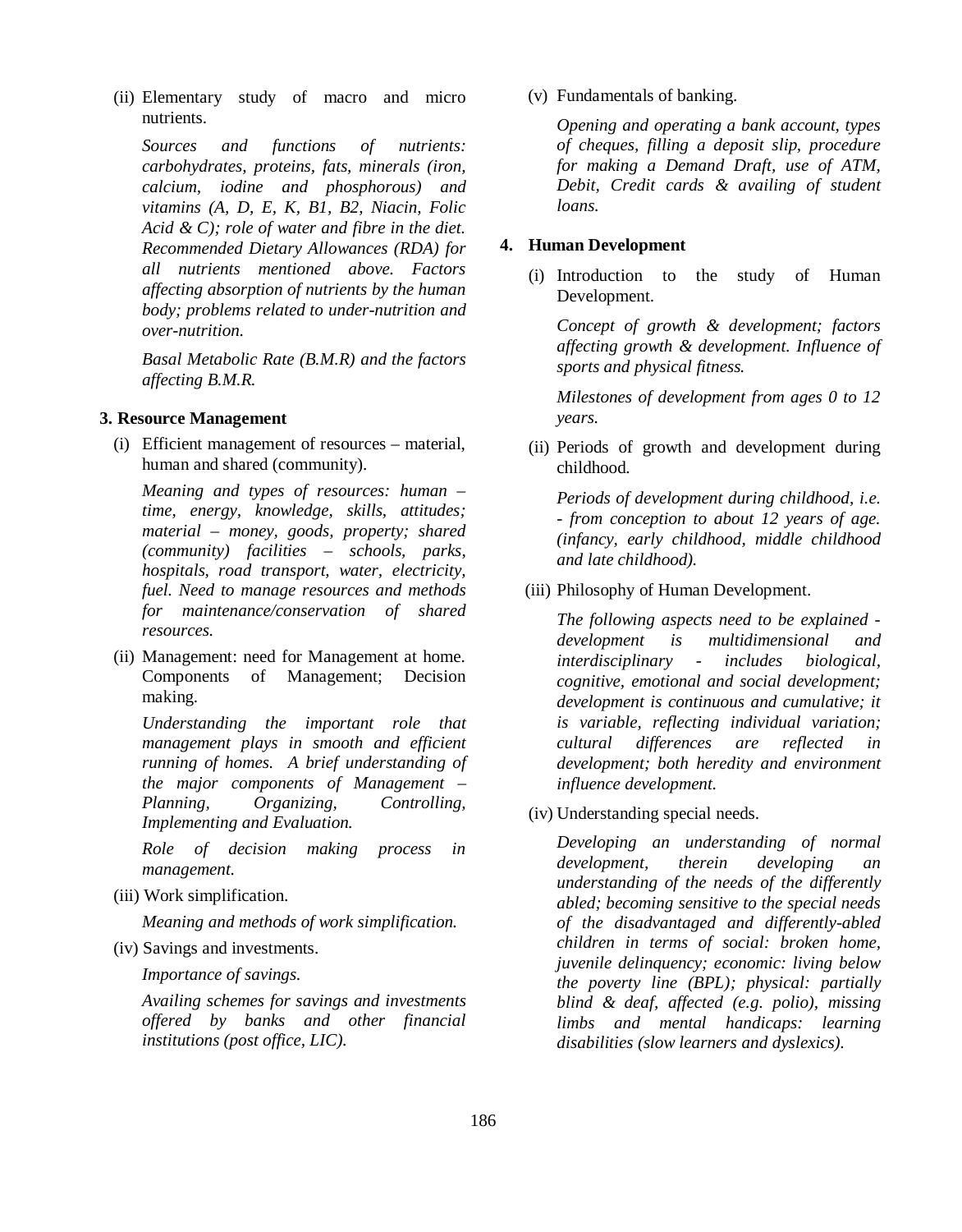(ii) Elementary study of macro and micro nutrients.

*Sources and functions of nutrients: carbohydrates, proteins, fats, minerals (iron, calcium, iodine and phosphorous) and vitamins (A, D, E, K, B1, B2, Niacin, Folic Acid & C); role of water and fibre in the diet. Recommended Dietary Allowances (RDA) for all nutrients mentioned above. Factors affecting absorption of nutrients by the human body; problems related to under-nutrition and over-nutrition.*

*Basal Metabolic Rate (B.M.R) and the factors affecting B.M.R.*

**3. Resource Management**

(i) Efficient management of resources – material, human and shared (community).

*Meaning and types of resources: human – time, energy, knowledge, skills, attitudes; material – money, goods, property; shared (community) facilities – schools, parks, hospitals, road transport, water, electricity, fuel. Need to manage resources and methods for maintenance/conservation of shared resources.*

(ii) Management: need for Management at home. Components of Management; Decision making.

*Understanding the important role that management plays in smooth and efficient running of homes. A brief understanding of the major components of Management – Planning, Organizing, Controlling, Implementing and Evaluation.*

*Role of decision making process in management.*

(iii) Work simplification.

*Meaning and methods of work simplification.*

(iv) Savings and investments.

*Importance of savings.*

*Availing schemes for savings and investments offered by banks and other financial institutions (post office, LIC).*

(v) Fundamentals of banking.

*Opening and operating a bank account, types of cheques, filling a deposit slip, procedure for making a Demand Draft, use of ATM, Debit, Credit cards & availing of student loans.*

**4. Human Development**

(i) Introduction to the study of Human Development.

*Concept of growth & development; factors affecting growth & development. Influence of sports and physical fitness.*

*Milestones of development from ages 0 to 12 years.*

(ii) Periods of growth and development during childhood.

*Periods of development during childhood, i.e. - from conception to about 12 years of age. (infancy, early childhood, middle childhood and late childhood).*

(iii) Philosophy of Human Development.

*The following aspects need to be explained - development is multidimensional and interdisciplinary - includes biological, cognitive, emotional and social development; development is continuous and cumulative; it is variable, reflecting individual variation; cultural differences are reflected in development; both heredity and environment influence development.*

(iv) Understanding special needs.

*Developing an understanding of normal development, therein developing an understanding of the needs of the differently abled; becoming sensitive to the special needs of the disadvantaged and differently-abled children in terms of social: broken home, juvenile delinquency; economic: living below the poverty line (BPL); physical: partially blind & deaf, affected (e.g. polio), missing limbs and mental handicaps: learning disabilities (slow learners and dyslexics).*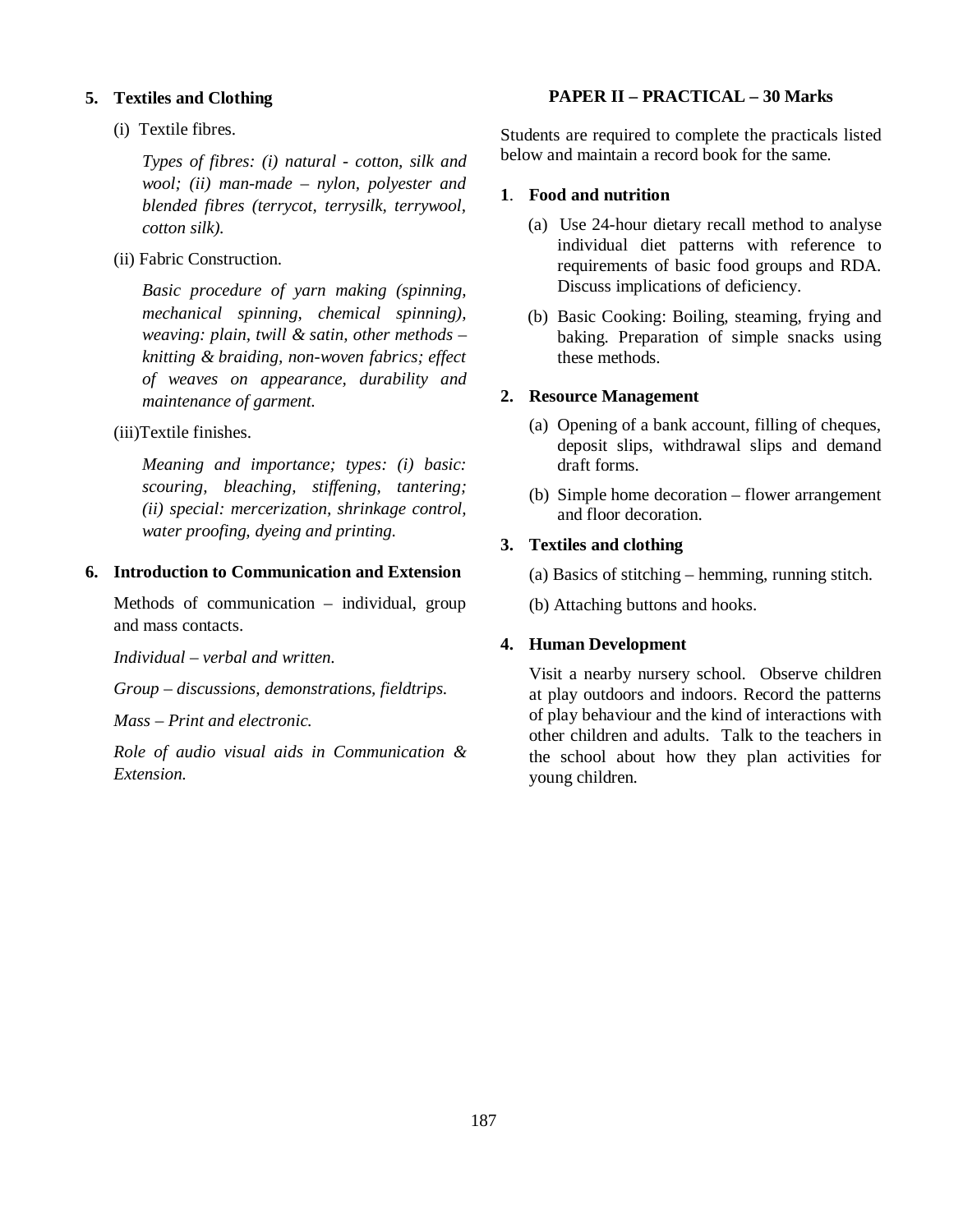**5. Textiles and Clothing**

(i) Textile fibres.

*Types of fibres: (i) natural - cotton, silk and wool; (ii) man-made – nylon, polyester and blended fibres (terrycot, terrysilk, terrywool, cotton silk).*

(ii) Fabric Construction.

*Basic procedure of yarn making (spinning, mechanical spinning, chemical spinning), weaving: plain, twill & satin, other methods – knitting & braiding, non-woven fabrics; effect of weaves on appearance, durability and maintenance of garment.*

(iii)Textile finishes.

*Meaning and importance; types: (i) basic: scouring, bleaching, stiffening, tantering; (ii) special: mercerization, shrinkage control, water proofing, dyeing and printing.*

**6. Introduction to Communication and Extension**

Methods of communication – individual, group and mass contacts.

*Individual – verbal and written.*

*Group – discussions, demonstrations, fieldtrips.*

*Mass – Print and electronic.*

*Role of audio visual aids in Communication & Extension.*

## PAPER II – PRACTICAL – 30 Marks

Students are required to complete the practicals listed below and maintain a record book for the same.

**1. Food and nutrition**

(a) Use 24-hour dietary recall method to analyse individual diet patterns with reference to requirements of basic food groups and RDA. Discuss implications of deficiency.

(b) Basic Cooking: Boiling, steaming, frying and baking. Preparation of simple snacks using these methods.

**2. Resource Management**

(a) Opening of a bank account, filling of cheques, deposit slips, withdrawal slips and demand draft forms.

(b) Simple home decoration – flower arrangement and floor decoration.

**3. Textiles and clothing**

(a) Basics of stitching – hemming, running stitch.

(b) Attaching buttons and hooks.

**4. Human Development**

Visit a nearby nursery school. Observe children at play outdoors and indoors. Record the patterns of play behaviour and the kind of interactions with other children and adults. Talk to the teachers in the school about how they plan activities for young children.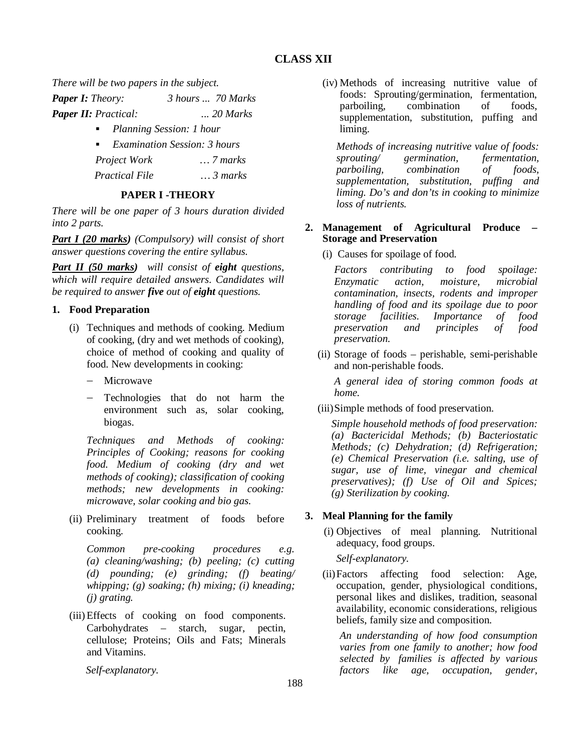## CLASS XII

*There will be two papers in the subject.*

***Paper I:*** *Theory: 3 hours ... 70 Marks*

***Paper II:*** *Practical: ... 20 Marks*

- *Planning Session: 1 hour*
- *Examination Session: 3 hours*

*Project Work … 7 marks*

*Practical File … 3 marks*

### PAPER I -THEORY

*There will be one paper of 3 hours duration divided into 2 parts.*

***Part I (20 marks)*** *(Compulsory) will consist of short answer questions covering the entire syllabus.*

***Part II (50 marks)*** *will consist of **eight** questions, which will require detailed answers. Candidates will be required to answer **five** out of **eight** questions.*

**1. Food Preparation**

(i) Techniques and methods of cooking. Medium of cooking, (dry and wet methods of cooking), choice of method of cooking and quality of food. New developments in cooking:

- Microwave
- Technologies that do not harm the environment such as, solar cooking, biogas.

*Techniques and Methods of cooking: Principles of Cooking; reasons for cooking food. Medium of cooking (dry and wet methods of cooking); classification of cooking methods; new developments in cooking: microwave, solar cooking and bio gas.*

(ii) Preliminary treatment of foods before cooking.

*Common pre-cooking procedures e.g. (a) cleaning/washing; (b) peeling; (c) cutting (d) pounding; (e) grinding; (f) beating/ whipping; (g) soaking; (h) mixing; (i) kneading; (j) grating.*

(iii) Effects of cooking on food components. Carbohydrates – starch, sugar, pectin, cellulose; Proteins; Oils and Fats; Minerals and Vitamins.

*Self-explanatory.*

(iv) Methods of increasing nutritive value of foods: Sprouting/germination, fermentation, parboiling, combination of foods, supplementation, substitution, puffing and liming.

*Methods of increasing nutritive value of foods: sprouting/ germination, fermentation, parboiling, combination of foods, supplementation, substitution, puffing and liming. Do's and don'ts in cooking to minimize loss of nutrients.*

**2. Management of Agricultural Produce – Storage and Preservation**

(i) Causes for spoilage of food.

*Factors contributing to food spoilage: Enzymatic action, moisture, microbial contamination, insects, rodents and improper handling of food and its spoilage due to poor storage facilities. Importance of food preservation and principles of food preservation.*

(ii) Storage of foods – perishable, semi-perishable and non-perishable foods.

*A general idea of storing common foods at home.*

(iii) Simple methods of food preservation.

*Simple household methods of food preservation: (a) Bactericidal Methods; (b) Bacteriostatic Methods; (c) Dehydration; (d) Refrigeration; (e) Chemical Preservation (i.e. salting, use of sugar, use of lime, vinegar and chemical preservatives); (f) Use of Oil and Spices; (g) Sterilization by cooking.*

**3. Meal Planning for the family**

(i) Objectives of meal planning. Nutritional adequacy, food groups.

*Self-explanatory.*

(ii) Factors affecting food selection: Age, occupation, gender, physiological conditions, personal likes and dislikes, tradition, seasonal availability, economic considerations, religious beliefs, family size and composition.

*An understanding of how food consumption varies from one family to another; how food selected by families is affected by various factors like age, occupation, gender,*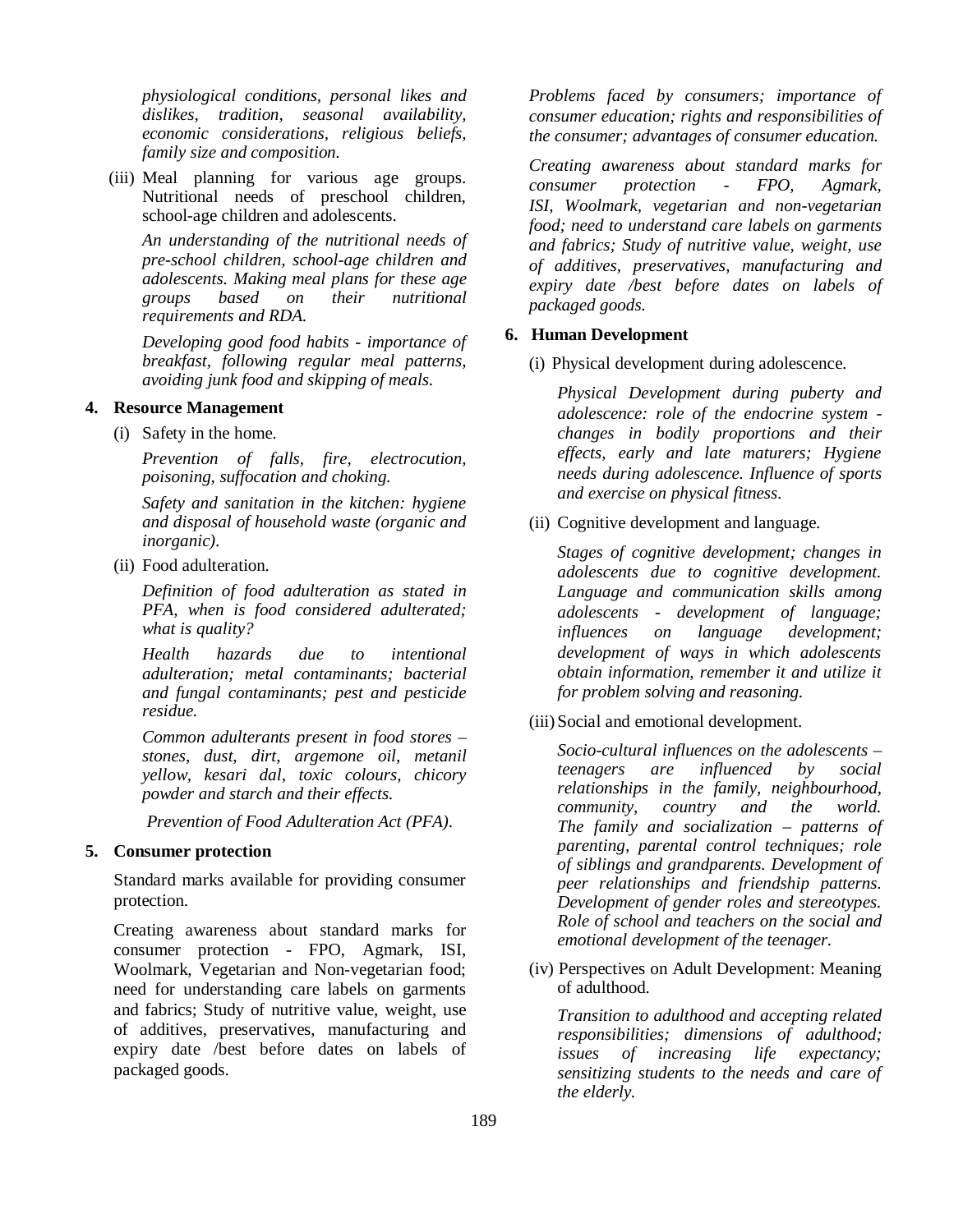*physiological conditions, personal likes and dislikes, tradition, seasonal availability, economic considerations, religious beliefs, family size and composition.*

(iii) Meal planning for various age groups. Nutritional needs of preschool children, school-age children and adolescents.

*An understanding of the nutritional needs of pre-school children, school-age children and adolescents. Making meal plans for these age groups based on their nutritional requirements and RDA.*

*Developing good food habits - importance of breakfast, following regular meal patterns, avoiding junk food and skipping of meals.*

**4. Resource Management**

(i) Safety in the home.

*Prevention of falls, fire, electrocution, poisoning, suffocation and choking.*

*Safety and sanitation in the kitchen: hygiene and disposal of household waste (organic and inorganic).*

(ii) Food adulteration.

*Definition of food adulteration as stated in PFA, when is food considered adulterated; what is quality?*

*Health hazards due to intentional adulteration; metal contaminants; bacterial and fungal contaminants; pest and pesticide residue.*

*Common adulterants present in food stores – stones, dust, dirt, argemone oil, metanil yellow, kesari dal, toxic colours, chicory powder and starch and their effects.*

*Prevention of Food Adulteration Act (PFA).*

**5. Consumer protection**

Standard marks available for providing consumer protection.

Creating awareness about standard marks for consumer protection - FPO, Agmark, ISI, Woolmark, Vegetarian and Non-vegetarian food; need for understanding care labels on garments and fabrics; Study of nutritive value, weight, use of additives, preservatives, manufacturing and expiry date /best before dates on labels of packaged goods.

*Problems faced by consumers; importance of consumer education; rights and responsibilities of the consumer; advantages of consumer education.*

*Creating awareness about standard marks for consumer protection - FPO, Agmark, ISI, Woolmark, vegetarian and non-vegetarian food; need to understand care labels on garments and fabrics; Study of nutritive value, weight, use of additives, preservatives, manufacturing and expiry date /best before dates on labels of packaged goods.*

**6. Human Development**

(i) Physical development during adolescence.

*Physical Development during puberty and adolescence: role of the endocrine system - changes in bodily proportions and their effects, early and late maturers; Hygiene needs during adolescence. Influence of sports and exercise on physical fitness.*

(ii) Cognitive development and language.

*Stages of cognitive development; changes in adolescents due to cognitive development. Language and communication skills among adolescents - development of language; influences on language development; development of ways in which adolescents obtain information, remember it and utilize it for problem solving and reasoning.*

(iii) Social and emotional development.

*Socio-cultural influences on the adolescents – teenagers are influenced by social relationships in the family, neighbourhood, community, country and the world. The family and socialization – patterns of parenting, parental control techniques; role of siblings and grandparents. Development of peer relationships and friendship patterns. Development of gender roles and stereotypes. Role of school and teachers on the social and emotional development of the teenager.*

(iv) Perspectives on Adult Development: Meaning of adulthood.

*Transition to adulthood and accepting related responsibilities; dimensions of adulthood; issues of increasing life expectancy; sensitizing students to the needs and care of the elderly.*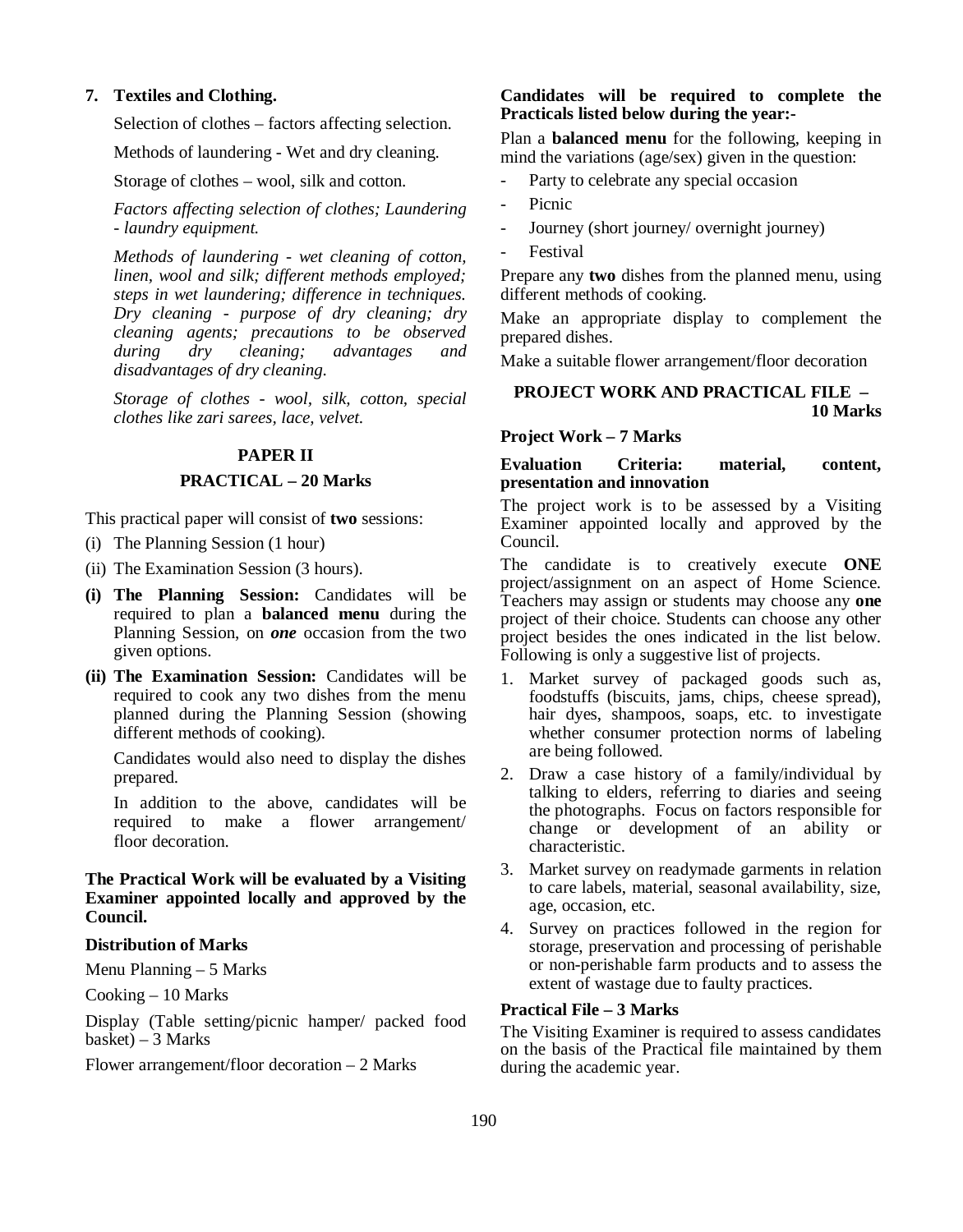**7. Textiles and Clothing.**

Selection of clothes – factors affecting selection.

Methods of laundering - Wet and dry cleaning.

Storage of clothes – wool, silk and cotton.

*Factors affecting selection of clothes; Laundering - laundry equipment.*

*Methods of laundering - wet cleaning of cotton, linen, wool and silk; different methods employed; steps in wet laundering; difference in techniques. Dry cleaning - purpose of dry cleaning; dry cleaning agents; precautions to be observed during dry cleaning; advantages and disadvantages of dry cleaning.*

*Storage of clothes - wool, silk, cotton, special clothes like zari sarees, lace, velvet.*

## PAPER II

## PRACTICAL – 20 Marks

This practical paper will consist of **two** sessions:

(i) The Planning Session (1 hour)

(ii) The Examination Session (3 hours).

**(i) The Planning Session:** Candidates will be required to plan a **balanced menu** during the Planning Session, on ***one*** occasion from the two given options.

**(ii) The Examination Session:** Candidates will be required to cook any two dishes from the menu planned during the Planning Session (showing different methods of cooking).

Candidates would also need to display the dishes prepared.

In addition to the above, candidates will be required to make a flower arrangement/ floor decoration.

**The Practical Work will be evaluated by a Visiting Examiner appointed locally and approved by the Council.**

**Distribution of Marks**

Menu Planning – 5 Marks

Cooking – 10 Marks

Display (Table setting/picnic hamper/ packed food basket) – 3 Marks

Flower arrangement/floor decoration – 2 Marks

**Candidates will be required to complete the Practicals listed below during the year:-**

Plan a **balanced menu** for the following, keeping in mind the variations (age/sex) given in the question:

- Party to celebrate any special occasion
- Picnic
- Journey (short journey/ overnight journey)
- Festival

Prepare any **two** dishes from the planned menu, using different methods of cooking.

Make an appropriate display to complement the prepared dishes.

Make a suitable flower arrangement/floor decoration

## PROJECT WORK AND PRACTICAL FILE – 10 Marks

**Project Work – 7 Marks**

**Evaluation Criteria: material, content, presentation and innovation**

The project work is to be assessed by a Visiting Examiner appointed locally and approved by the Council.

The candidate is to creatively execute **ONE** project/assignment on an aspect of Home Science. Teachers may assign or students may choose any **one** project of their choice. Students can choose any other project besides the ones indicated in the list below. Following is only a suggestive list of projects.

1. Market survey of packaged goods such as, foodstuffs (biscuits, jams, chips, cheese spread), hair dyes, shampoos, soaps, etc. to investigate whether consumer protection norms of labeling are being followed.
2. Draw a case history of a family/individual by talking to elders, referring to diaries and seeing the photographs. Focus on factors responsible for change or development of an ability or characteristic.
3. Market survey on readymade garments in relation to care labels, material, seasonal availability, size, age, occasion, etc.
4. Survey on practices followed in the region for storage, preservation and processing of perishable or non-perishable farm products and to assess the extent of wastage due to faulty practices.

**Practical File – 3 Marks**

The Visiting Examiner is required to assess candidates on the basis of the Practical file maintained by them during the academic year.